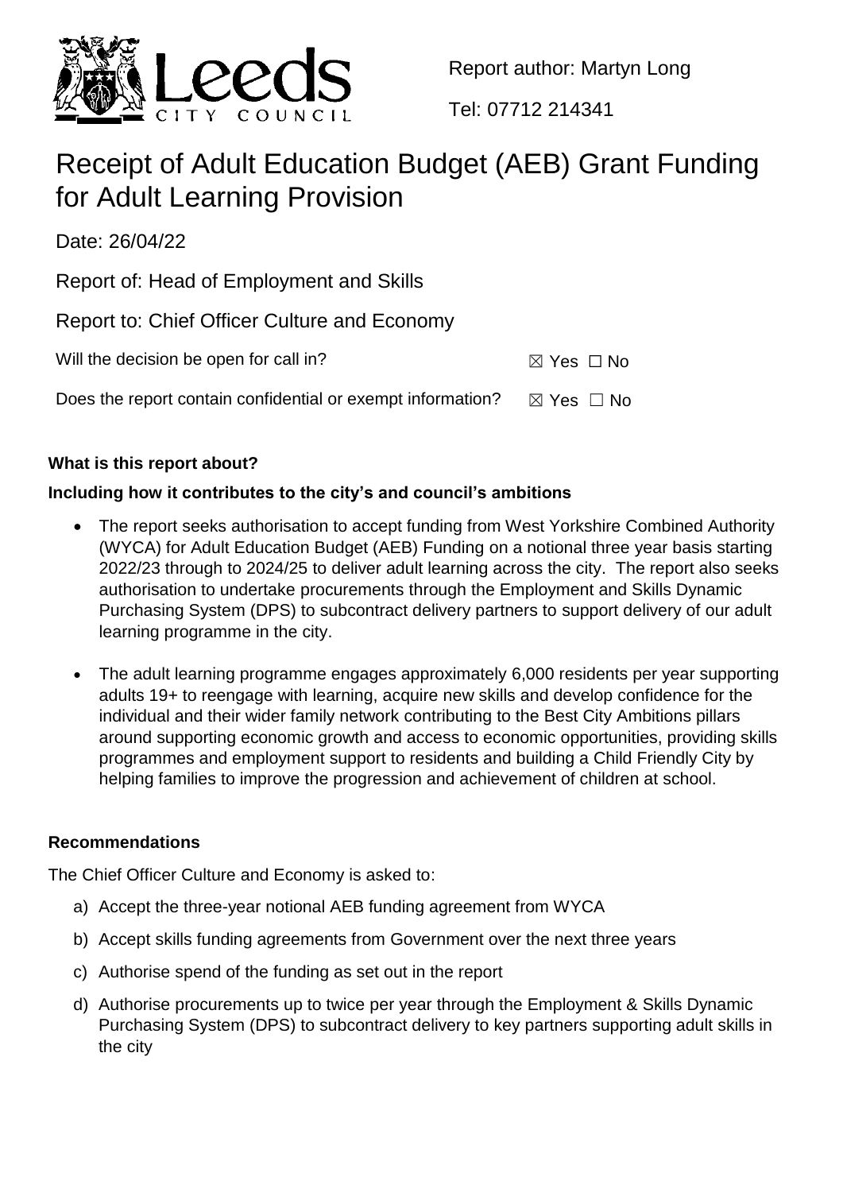Report author: Martyn Long

Tel: 07712 214341

# Receipt of Adult Education Budget (AEB) Grant Funding for Adult Learning Provision

Date: 26/04/22

Report of: Head of Employment and Skills

Report to: Chief Officer Culture and Economy

Will the decision be open for call in? ☒ Yes ☐ No

Does the report contain confidential or exempt information? ☒ Yes ☐ No

**What is this report about?**

**Including how it contributes to the city's and council's ambitions**

- The report seeks authorisation to accept funding from West Yorkshire Combined Authority (WYCA) for Adult Education Budget (AEB) Funding on a notional three year basis starting 2022/23 through to 2024/25 to deliver adult learning across the city. The report also seeks authorisation to undertake procurements through the Employment and Skills Dynamic Purchasing System (DPS) to subcontract delivery partners to support delivery of our adult learning programme in the city.
- The adult learning programme engages approximately 6,000 residents per year supporting adults 19+ to reengage with learning, acquire new skills and develop confidence for the individual and their wider family network contributing to the Best City Ambitions pillars around supporting economic growth and access to economic opportunities, providing skills programmes and employment support to residents and building a Child Friendly City by helping families to improve the progression and achievement of children at school.

**Recommendations**

The Chief Officer Culture and Economy is asked to:

a) Accept the three-year notional AEB funding agreement from WYCA
b) Accept skills funding agreements from Government over the next three years
c) Authorise spend of the funding as set out in the report
d) Authorise procurements up to twice per year through the Employment & Skills Dynamic Purchasing System (DPS) to subcontract delivery to key partners supporting adult skills in the city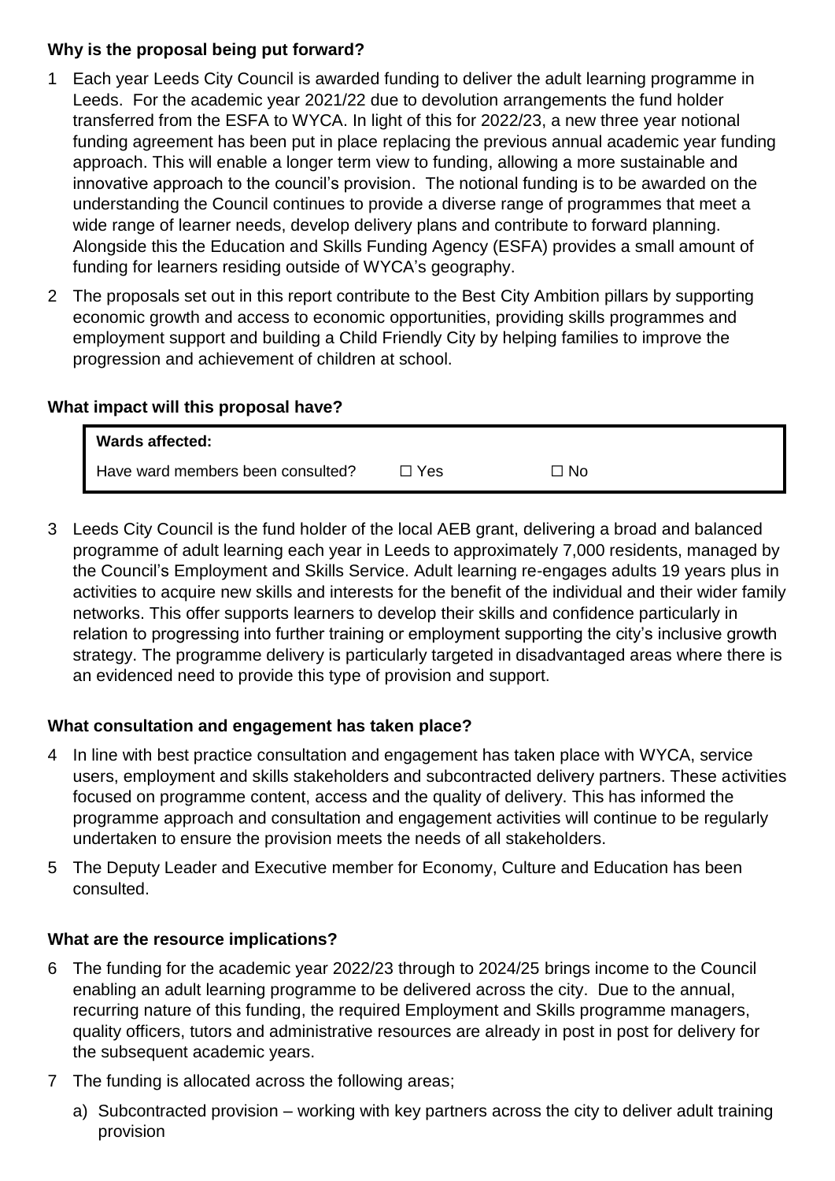**Why is the proposal being put forward?**

1 Each year Leeds City Council is awarded funding to deliver the adult learning programme in Leeds. For the academic year 2021/22 due to devolution arrangements the fund holder transferred from the ESFA to WYCA. In light of this for 2022/23, a new three year notional funding agreement has been put in place replacing the previous annual academic year funding approach. This will enable a longer term view to funding, allowing a more sustainable and innovative approach to the council's provision. The notional funding is to be awarded on the understanding the Council continues to provide a diverse range of programmes that meet a wide range of learner needs, develop delivery plans and contribute to forward planning. Alongside this the Education and Skills Funding Agency (ESFA) provides a small amount of funding for learners residing outside of WYCA's geography.

2 The proposals set out in this report contribute to the Best City Ambition pillars by supporting economic growth and access to economic opportunities, providing skills programmes and employment support and building a Child Friendly City by helping families to improve the progression and achievement of children at school.

**What impact will this proposal have?**

| **Wards affected:** | | |
|---|---|---|
| Have ward members been consulted? | ☐ Yes | ☐ No |

3 Leeds City Council is the fund holder of the local AEB grant, delivering a broad and balanced programme of adult learning each year in Leeds to approximately 7,000 residents, managed by the Council's Employment and Skills Service. Adult learning re-engages adults 19 years plus in activities to acquire new skills and interests for the benefit of the individual and their wider family networks. This offer supports learners to develop their skills and confidence particularly in relation to progressing into further training or employment supporting the city's inclusive growth strategy. The programme delivery is particularly targeted in disadvantaged areas where there is an evidenced need to provide this type of provision and support.

**What consultation and engagement has taken place?**

4 In line with best practice consultation and engagement has taken place with WYCA, service users, employment and skills stakeholders and subcontracted delivery partners. These activities focused on programme content, access and the quality of delivery. This has informed the programme approach and consultation and engagement activities will continue to be regularly undertaken to ensure the provision meets the needs of all stakeholders.

5 The Deputy Leader and Executive member for Economy, Culture and Education has been consulted.

**What are the resource implications?**

6 The funding for the academic year 2022/23 through to 2024/25 brings income to the Council enabling an adult learning programme to be delivered across the city. Due to the annual, recurring nature of this funding, the required Employment and Skills programme managers, quality officers, tutors and administrative resources are already in post in post for delivery for the subsequent academic years.

7 The funding is allocated across the following areas;

a) Subcontracted provision – working with key partners across the city to deliver adult training provision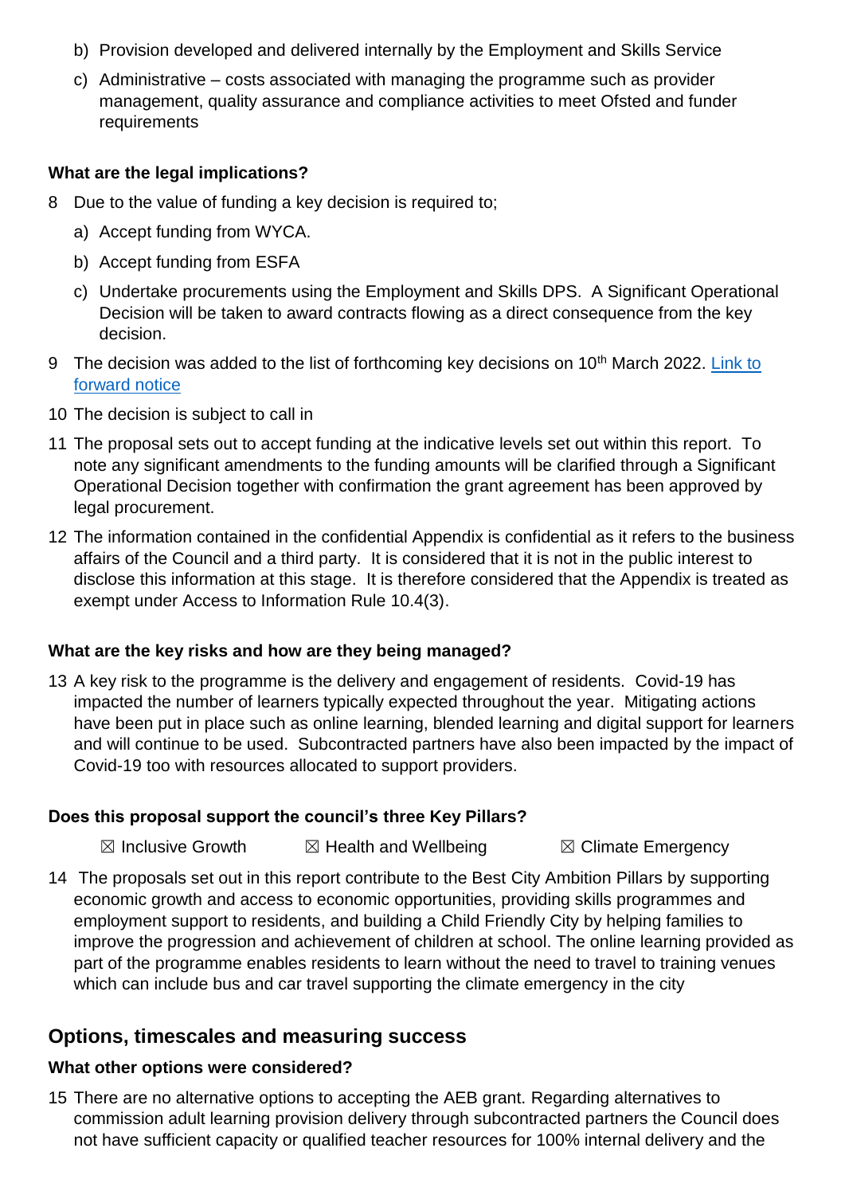b) Provision developed and delivered internally by the Employment and Skills Service

c) Administrative – costs associated with managing the programme such as provider management, quality assurance and compliance activities to meet Ofsted and funder requirements

### What are the legal implications?

8 Due to the value of funding a key decision is required to;

a) Accept funding from WYCA.

b) Accept funding from ESFA

c) Undertake procurements using the Employment and Skills DPS. A Significant Operational Decision will be taken to award contracts flowing as a direct consequence from the key decision.

9 The decision was added to the list of forthcoming key decisions on 10th March 2022. [Link to forward notice]

10 The decision is subject to call in

11 The proposal sets out to accept funding at the indicative levels set out within this report. To note any significant amendments to the funding amounts will be clarified through a Significant Operational Decision together with confirmation the grant agreement has been approved by legal procurement.

12 The information contained in the confidential Appendix is confidential as it refers to the business affairs of the Council and a third party. It is considered that it is not in the public interest to disclose this information at this stage. It is therefore considered that the Appendix is treated as exempt under Access to Information Rule 10.4(3).

### What are the key risks and how are they being managed?

13 A key risk to the programme is the delivery and engagement of residents. Covid-19 has impacted the number of learners typically expected throughout the year. Mitigating actions have been put in place such as online learning, blended learning and digital support for learners and will continue to be used. Subcontracted partners have also been impacted by the impact of Covid-19 too with resources allocated to support providers.

### Does this proposal support the council's three Key Pillars?

☒ Inclusive Growth ☒ Health and Wellbeing ☒ Climate Emergency

14 The proposals set out in this report contribute to the Best City Ambition Pillars by supporting economic growth and access to economic opportunities, providing skills programmes and employment support to residents, and building a Child Friendly City by helping families to improve the progression and achievement of children at school. The online learning provided as part of the programme enables residents to learn without the need to travel to training venues which can include bus and car travel supporting the climate emergency in the city

## Options, timescales and measuring success

### What other options were considered?

15 There are no alternative options to accepting the AEB grant. Regarding alternatives to commission adult learning provision delivery through subcontracted partners the Council does not have sufficient capacity or qualified teacher resources for 100% internal delivery and the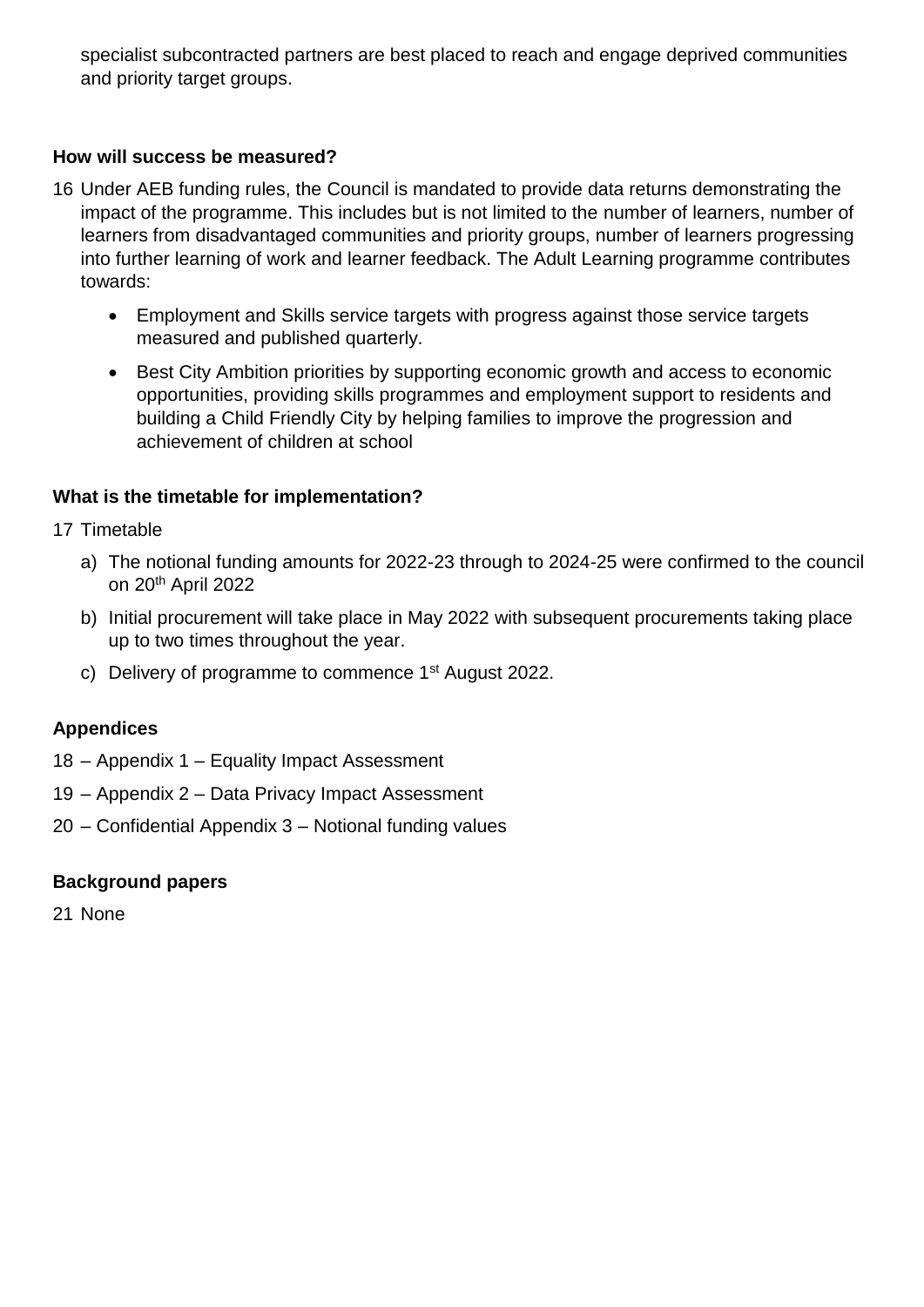specialist subcontracted partners are best placed to reach and engage deprived communities and priority target groups.

**How will success be measured?**

16 Under AEB funding rules, the Council is mandated to provide data returns demonstrating the impact of the programme. This includes but is not limited to the number of learners, number of learners from disadvantaged communities and priority groups, number of learners progressing into further learning of work and learner feedback. The Adult Learning programme contributes towards:

- Employment and Skills service targets with progress against those service targets measured and published quarterly.
- Best City Ambition priorities by supporting economic growth and access to economic opportunities, providing skills programmes and employment support to residents and building a Child Friendly City by helping families to improve the progression and achievement of children at school

**What is the timetable for implementation?**

17 Timetable

a) The notional funding amounts for 2022-23 through to 2024-25 were confirmed to the council on 20th April 2022

b) Initial procurement will take place in May 2022 with subsequent procurements taking place up to two times throughout the year.

c) Delivery of programme to commence 1st August 2022.

**Appendices**

18 – Appendix 1 – Equality Impact Assessment

19 – Appendix 2 – Data Privacy Impact Assessment

20 – Confidential Appendix 3 – Notional funding values

**Background papers**

21 None